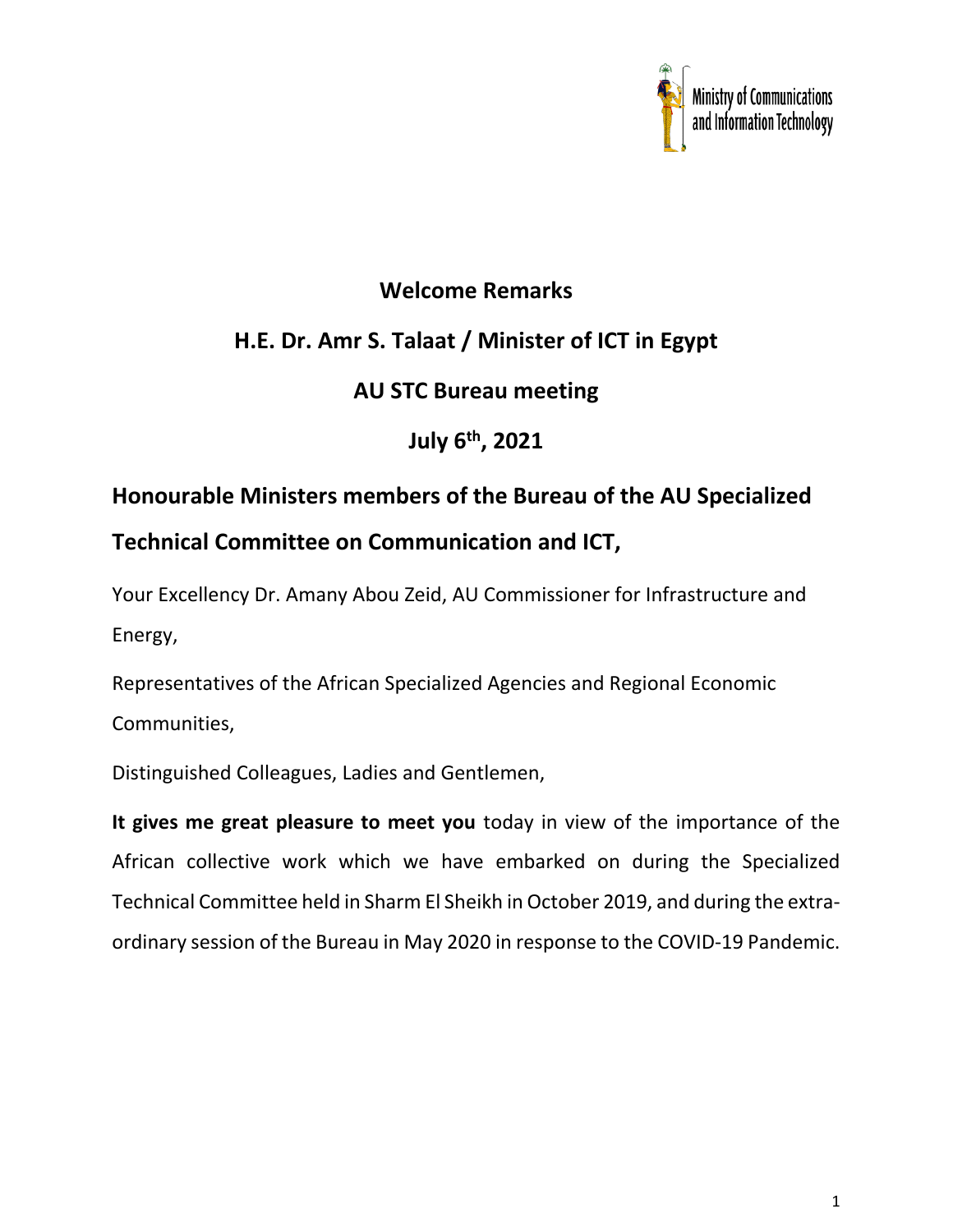Ministry of Communications and Information Technology

# Welcome Remarks

## H.E. Dr. Amr S. Talaat / Minister of ICT in Egypt

## AU STC Bureau meeting

## July 6th, 2021

**Honourable Ministers members of the Bureau of the AU Specialized Technical Committee on Communication and ICT,**

Your Excellency Dr. Amany Abou Zeid, AU Commissioner for Infrastructure and Energy,

Representatives of the African Specialized Agencies and Regional Economic Communities,

Distinguished Colleagues, Ladies and Gentlemen,

**It gives me great pleasure to meet you** today in view of the importance of the African collective work which we have embarked on during the Specialized Technical Committee held in Sharm El Sheikh in October 2019, and during the extra-ordinary session of the Bureau in May 2020 in response to the COVID-19 Pandemic.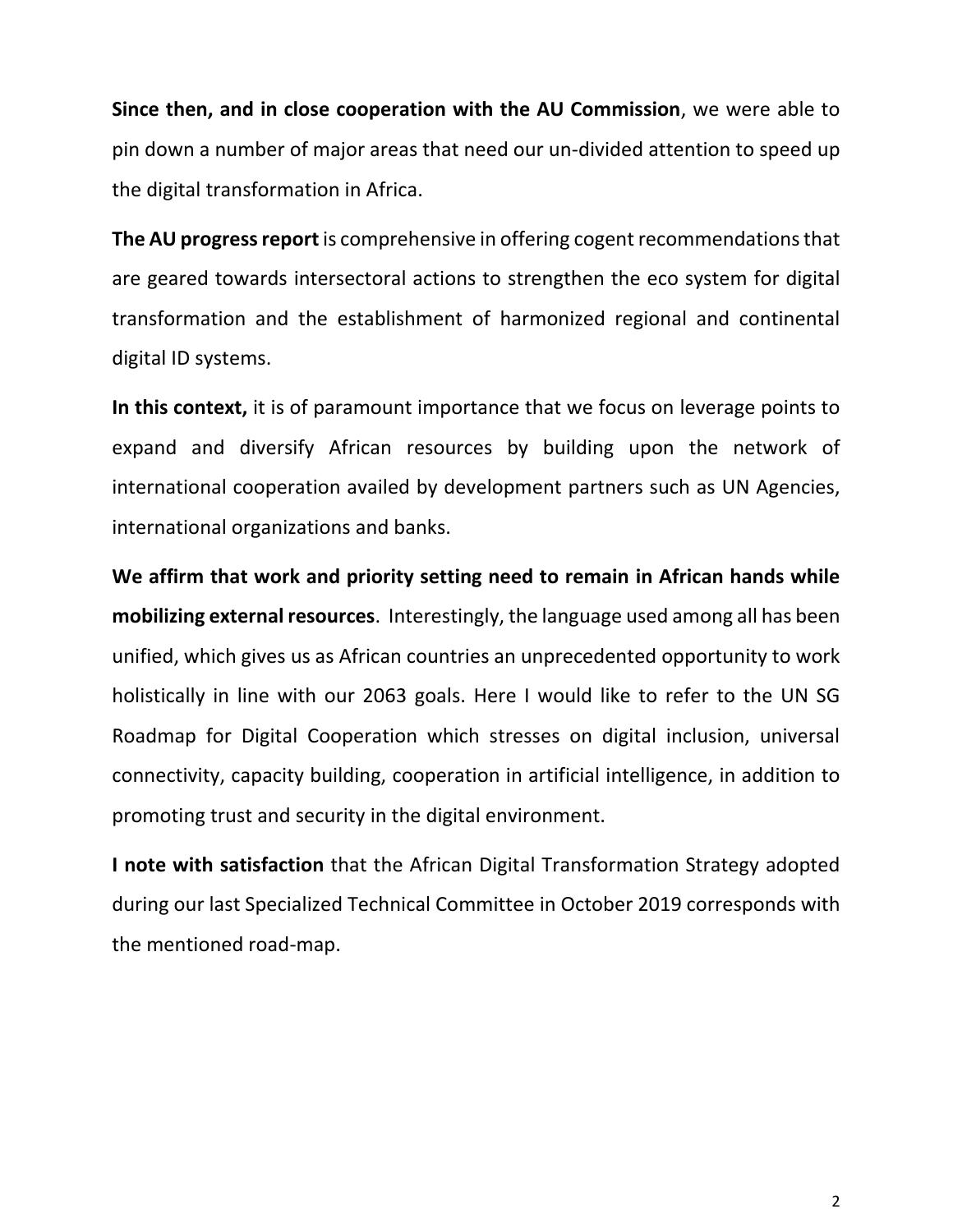**Since then, and in close cooperation with the AU Commission**, we were able to pin down a number of major areas that need our un-divided attention to speed up the digital transformation in Africa.

**The AU progress report** is comprehensive in offering cogent recommendations that are geared towards intersectoral actions to strengthen the eco system for digital transformation and the establishment of harmonized regional and continental digital ID systems.

**In this context,** it is of paramount importance that we focus on leverage points to expand and diversify African resources by building upon the network of international cooperation availed by development partners such as UN Agencies, international organizations and banks.

**We affirm that work and priority setting need to remain in African hands while mobilizing external resources**. Interestingly, the language used among all has been unified, which gives us as African countries an unprecedented opportunity to work holistically in line with our 2063 goals. Here I would like to refer to the UN SG Roadmap for Digital Cooperation which stresses on digital inclusion, universal connectivity, capacity building, cooperation in artificial intelligence, in addition to promoting trust and security in the digital environment.

**I note with satisfaction** that the African Digital Transformation Strategy adopted during our last Specialized Technical Committee in October 2019 corresponds with the mentioned road-map.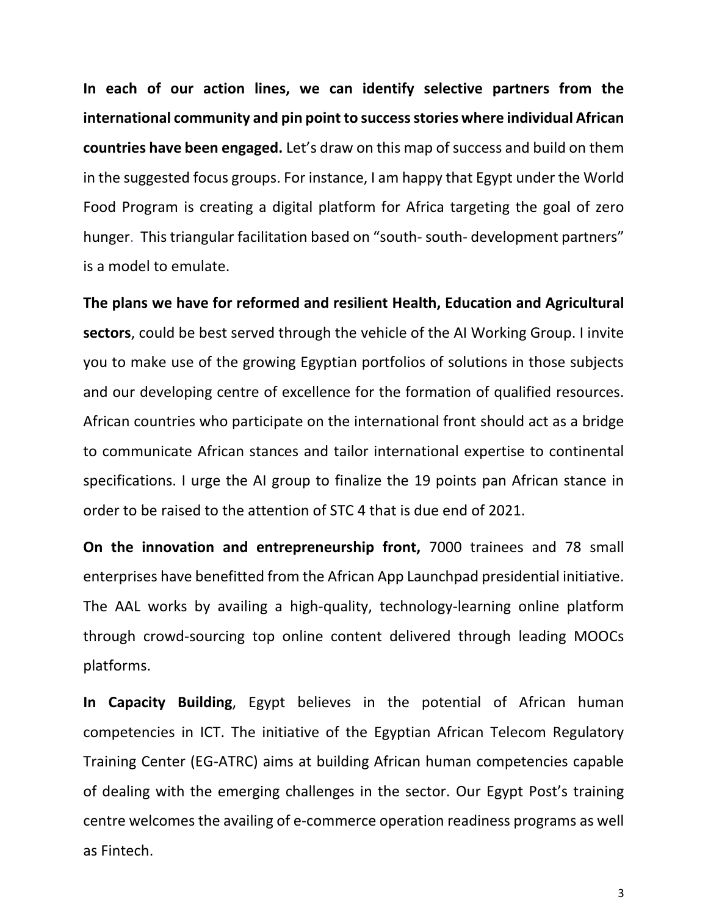**In each of our action lines, we can identify selective partners from the international community and pin point to success stories where individual African countries have been engaged.** Let's draw on this map of success and build on them in the suggested focus groups. For instance, I am happy that Egypt under the World Food Program is creating a digital platform for Africa targeting the goal of zero hunger. This triangular facilitation based on "south- south- development partners" is a model to emulate.

**The plans we have for reformed and resilient Health, Education and Agricultural sectors**, could be best served through the vehicle of the AI Working Group. I invite you to make use of the growing Egyptian portfolios of solutions in those subjects and our developing centre of excellence for the formation of qualified resources. African countries who participate on the international front should act as a bridge to communicate African stances and tailor international expertise to continental specifications. I urge the AI group to finalize the 19 points pan African stance in order to be raised to the attention of STC 4 that is due end of 2021.

**On the innovation and entrepreneurship front,** 7000 trainees and 78 small enterprises have benefitted from the African App Launchpad presidential initiative. The AAL works by availing a high-quality, technology-learning online platform through crowd-sourcing top online content delivered through leading MOOCs platforms.

**In Capacity Building**, Egypt believes in the potential of African human competencies in ICT. The initiative of the Egyptian African Telecom Regulatory Training Center (EG-ATRC) aims at building African human competencies capable of dealing with the emerging challenges in the sector. Our Egypt Post's training centre welcomes the availing of e-commerce operation readiness programs as well as Fintech.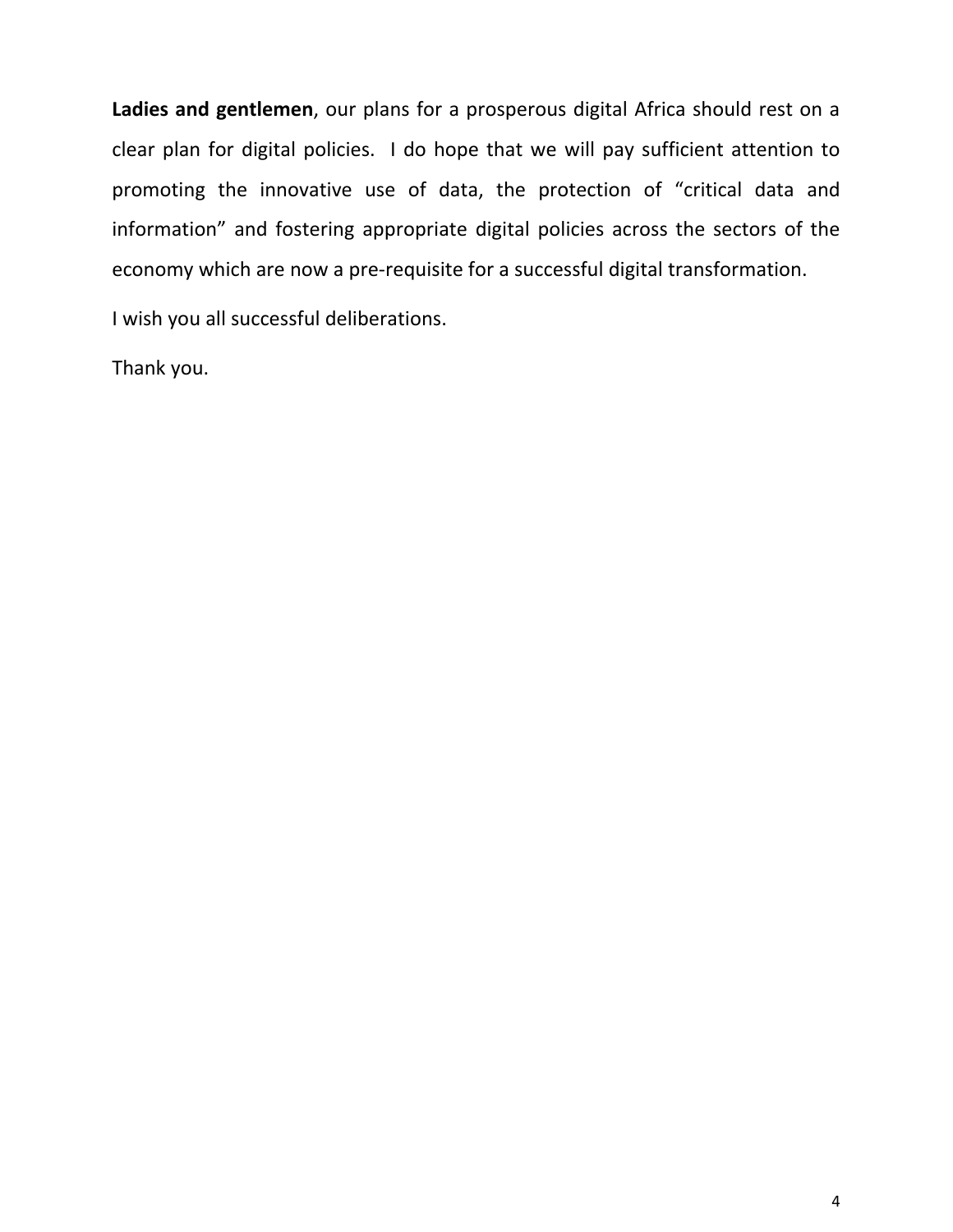**Ladies and gentlemen**, our plans for a prosperous digital Africa should rest on a clear plan for digital policies. I do hope that we will pay sufficient attention to promoting the innovative use of data, the protection of "critical data and information" and fostering appropriate digital policies across the sectors of the economy which are now a pre-requisite for a successful digital transformation.

I wish you all successful deliberations.

Thank you.